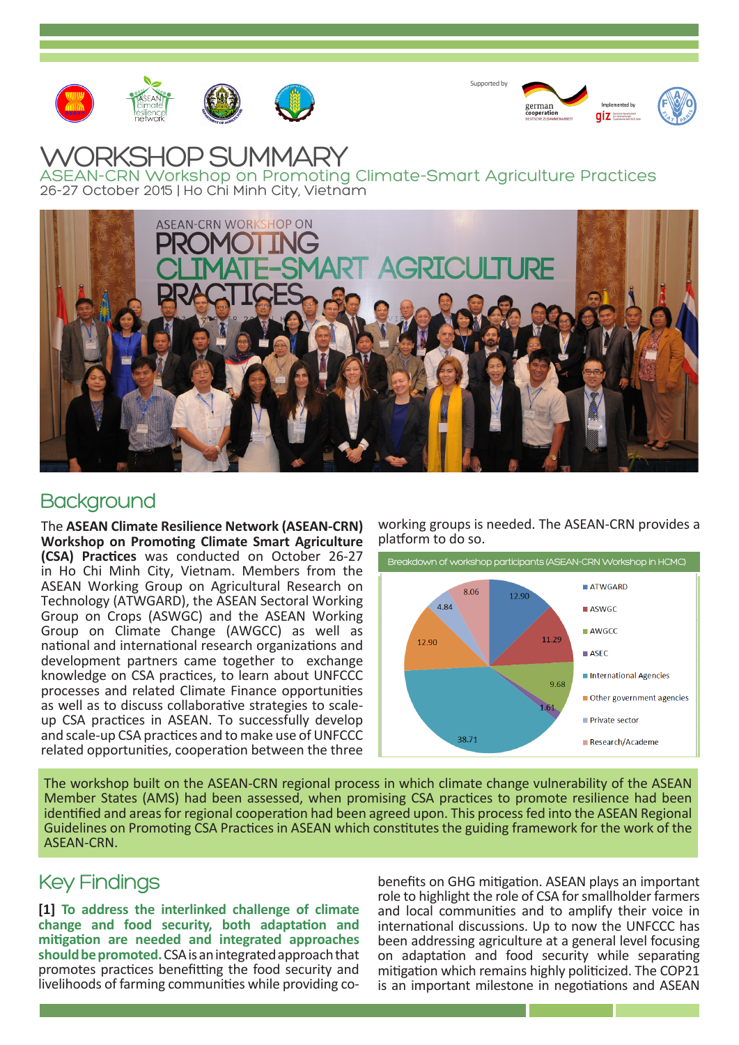Supported by

# WORKSHOP SUMMARY

ASEAN-CRN Workshop on Promoting Climate-Smart Agriculture Practices

26-27 October 2015 | Ho Chi Minh City, Vietnam

## Background

The **ASEAN Climate Resilience Network (ASEAN-CRN) Workshop on Promoting Climate Smart Agriculture (CSA) Practices** was conducted on October 26-27 in Ho Chi Minh City, Vietnam. Members from the ASEAN Working Group on Agricultural Research on Technology (ATWGARD), the ASEAN Sectoral Working Group on Crops (ASWGC) and the ASEAN Working Group on Climate Change (AWGCC) as well as national and international research organizations and development partners came together to exchange knowledge on CSA practices, to learn about UNFCCC processes and related Climate Finance opportunities as well as to discuss collaborative strategies to scale-up CSA practices in ASEAN. To successfully develop and scale-up CSA practices and to make use of UNFCCC related opportunities, cooperation between the three working groups is needed. The ASEAN-CRN provides a platform to do so.

Breakdown of workshop participants (ASEAN-CRN Workshop in HCMC)

| Category | % |
|---|---|
| ATWGARD | 12.90 |
| ASWGC | 11.29 |
| AWGCC | 9.68 |
| ASEC | 1.61 |
| International Agencies | 38.71 |
| Other government agencies | 12.90 |
| Private sector | 4.84 |
| Research/Academe | 8.06 |

The workshop built on the ASEAN-CRN regional process in which climate change vulnerability of the ASEAN Member States (AMS) had been assessed, when promising CSA practices to promote resilience had been identified and areas for regional cooperation had been agreed upon. This process fed into the ASEAN Regional Guidelines on Promoting CSA Practices in ASEAN which constitutes the guiding framework for the work of the ASEAN-CRN.

## Key Findings

**[1] To address the interlinked challenge of climate change and food security, both adaptation and mitigation are needed and integrated approaches should be promoted.** CSA is an integrated approach that promotes practices benefitting the food security and livelihoods of farming communities while providing co-benefits on GHG mitigation. ASEAN plays an important role to highlight the role of CSA for smallholder farmers and local communities and to amplify their voice in international discussions. Up to now the UNFCCC has been addressing agriculture at a general level focusing on adaptation and food security while separating mitigation which remains highly politicized. The COP21 is an important milestone in negotiations and ASEAN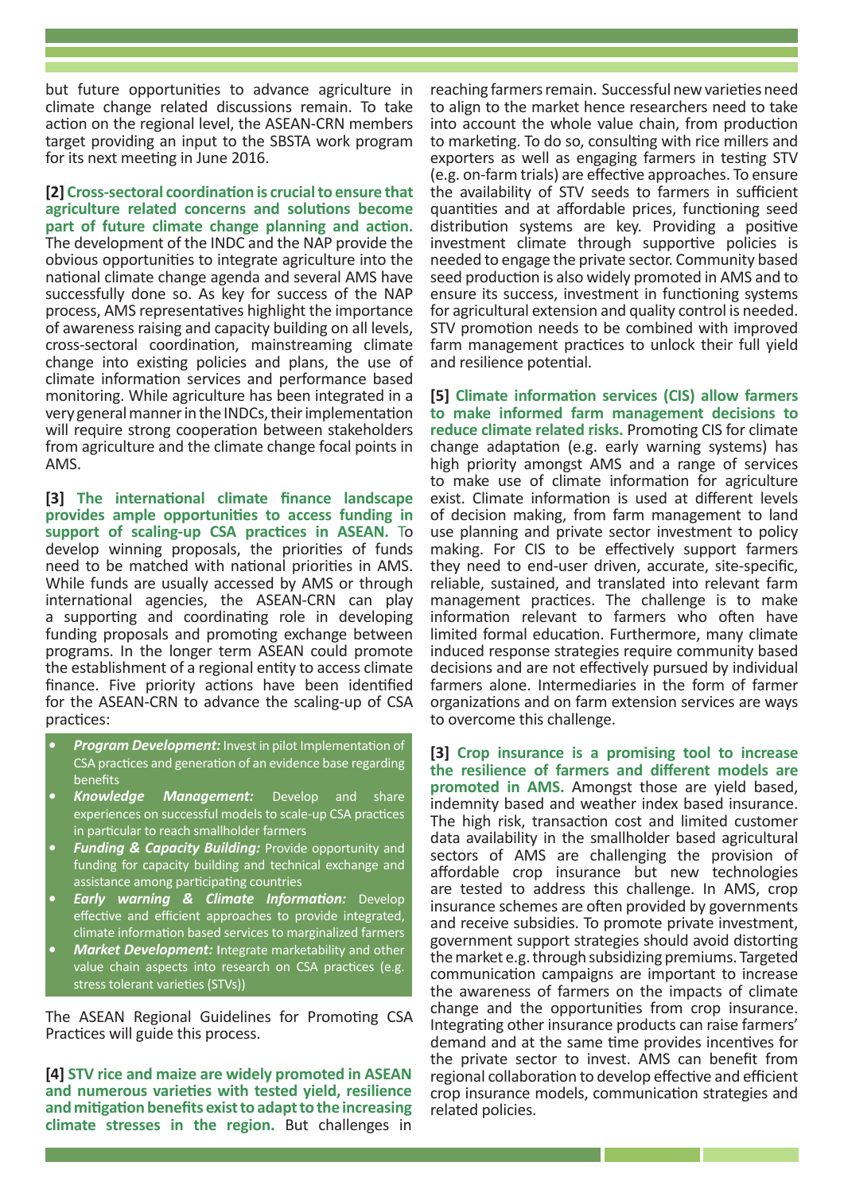but future opportunities to advance agriculture in climate change related discussions remain. To take action on the regional level, the ASEAN-CRN members target providing an input to the SBSTA work program for its next meeting in June 2016.

**[2] Cross-sectoral coordination is crucial to ensure that agriculture related concerns and solutions become part of future climate change planning and action.** The development of the INDC and the NAP provide the obvious opportunities to integrate agriculture into the national climate change agenda and several AMS have successfully done so. As key for success of the NAP process, AMS representatives highlight the importance of awareness raising and capacity building on all levels, cross-sectoral coordination, mainstreaming climate change into existing policies and plans, the use of climate information services and performance based monitoring. While agriculture has been integrated in a very general manner in the INDCs, their implementation will require strong cooperation between stakeholders from agriculture and the climate change focal points in AMS.

**[3] The international climate finance landscape provides ample opportunities to access funding in support of scaling-up CSA practices in ASEAN.** To develop winning proposals, the priorities of funds need to be matched with national priorities in AMS. While funds are usually accessed by AMS or through international agencies, the ASEAN-CRN can play a supporting and coordinating role in developing funding proposals and promoting exchange between programs. In the longer term ASEAN could promote the establishment of a regional entity to access climate finance. Five priority actions have been identified for the ASEAN-CRN to advance the scaling-up of CSA practices:

- ***Program Development:*** Invest in pilot Implementation of CSA practices and generation of an evidence base regarding benefits
- ***Knowledge Management:*** Develop and share experiences on successful models to scale-up CSA practices in particular to reach smallholder farmers
- ***Funding & Capacity Building:*** Provide opportunity and funding for capacity building and technical exchange and assistance among participating countries
- ***Early warning & Climate Information:*** Develop effective and efficient approaches to provide integrated, climate information based services to marginalized farmers
- ***Market Development:*** Integrate marketability and other value chain aspects into research on CSA practices (e.g. stress tolerant varieties (STVs))

The ASEAN Regional Guidelines for Promoting CSA Practices will guide this process.

**[4] STV rice and maize are widely promoted in ASEAN and numerous varieties with tested yield, resilience and mitigation benefits exist to adapt to the increasing climate stresses in the region.** But challenges in reaching farmers remain. Successful new varieties need to align to the market hence researchers need to take into account the whole value chain, from production to marketing. To do so, consulting with rice millers and exporters as well as engaging farmers in testing STV (e.g. on-farm trials) are effective approaches. To ensure the availability of STV seeds to farmers in sufficient quantities and at affordable prices, functioning seed distribution systems are key. Providing a positive investment climate through supportive policies is needed to engage the private sector. Community based seed production is also widely promoted in AMS and to ensure its success, investment in functioning systems for agricultural extension and quality control is needed. STV promotion needs to be combined with improved farm management practices to unlock their full yield and resilience potential.

**[5] Climate information services (CIS) allow farmers to make informed farm management decisions to reduce climate related risks.** Promoting CIS for climate change adaptation (e.g. early warning systems) has high priority amongst AMS and a range of services to make use of climate information for agriculture exist. Climate information is used at different levels of decision making, from farm management to land use planning and private sector investment to policy making. For CIS to be effectively support farmers they need to end-user driven, accurate, site-specific, reliable, sustained, and translated into relevant farm management practices. The challenge is to make information relevant to farmers who often have limited formal education. Furthermore, many climate induced response strategies require community based decisions and are not effectively pursued by individual farmers alone. Intermediaries in the form of farmer organizations and on farm extension services are ways to overcome this challenge.

**[3] Crop insurance is a promising tool to increase the resilience of farmers and different models are promoted in AMS.** Amongst those are yield based, indemnity based and weather index based insurance. The high risk, transaction cost and limited customer data availability in the smallholder based agricultural sectors of AMS are challenging the provision of affordable crop insurance but new technologies are tested to address this challenge. In AMS, crop insurance schemes are often provided by governments and receive subsidies. To promote private investment, government support strategies should avoid distorting the market e.g. through subsidizing premiums. Targeted communication campaigns are important to increase the awareness of farmers on the impacts of climate change and the opportunities from crop insurance. Integrating other insurance products can raise farmers' demand and at the same time provides incentives for the private sector to invest. AMS can benefit from regional collaboration to develop effective and efficient crop insurance models, communication strategies and related policies.